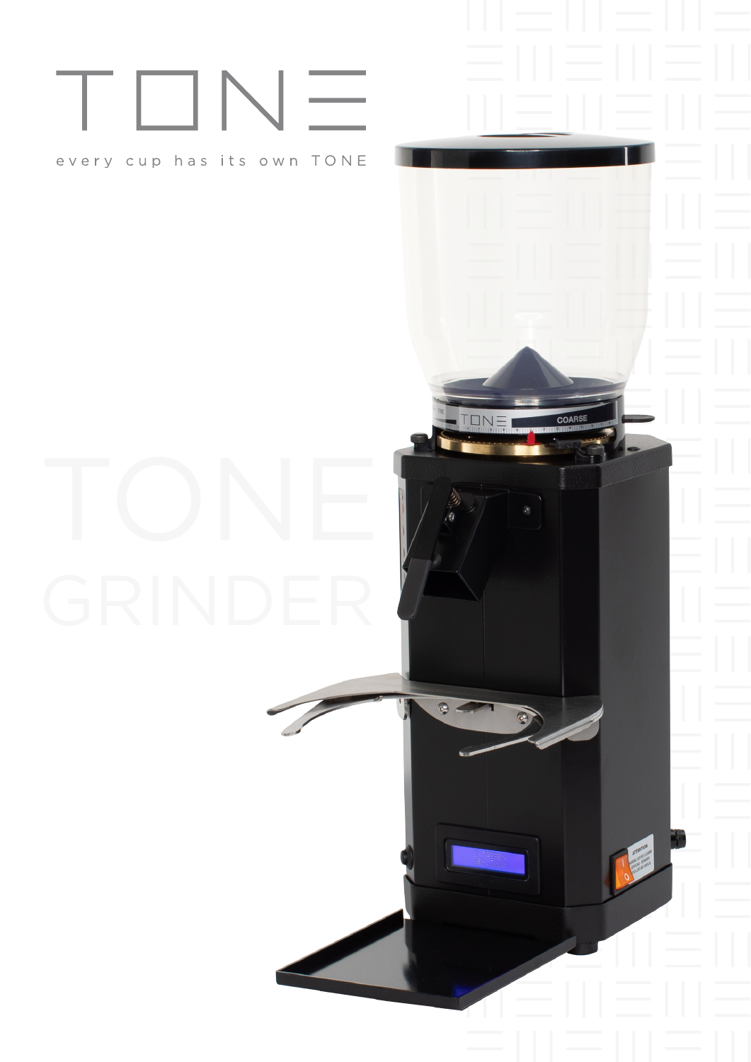# TONE

every cup has its own TONE

TONE GRINDER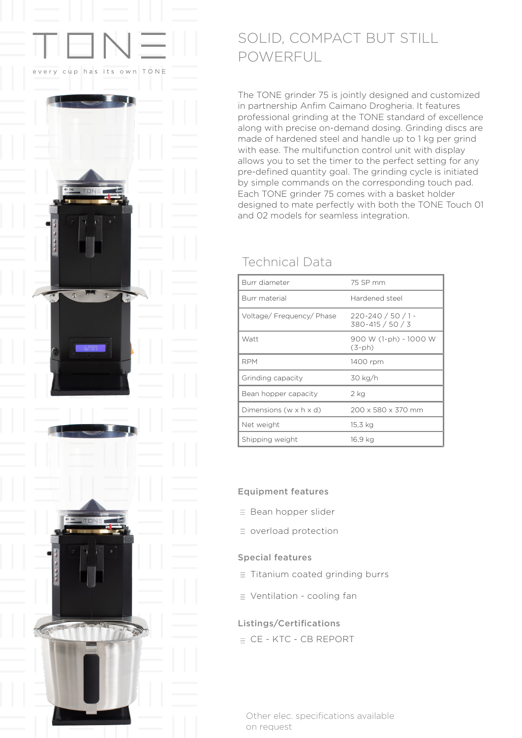# TONE

every cup has its own TONE

## SOLID, COMPACT BUT STILL POWERFUL

The TONE grinder 75 is jointly designed and customized in partnership Anfim Caimano Drogheria. It features professional grinding at the TONE standard of excellence along with precise on-demand dosing. Grinding discs are made of hardened steel and handle up to 1 kg per grind with ease. The multifunction control unit with display allows you to set the timer to the perfect setting for any pre-defined quantity goal. The grinding cycle is initiated by simple commands on the corresponding touch pad. Each TONE grinder 75 comes with a basket holder designed to mate perfectly with both the TONE Touch 01 and 02 models for seamless integration.

## Technical Data

| | |
|---|---|
| Burr diameter | 75 SP mm |
| Burr material | Hardened steel |
| Voltage/ Frequency/ Phase | 220-240 / 50 / 1 - 380-415 / 50 / 3 |
| Watt | 900 W (1-ph) - 1000 W (3-ph) |
| RPM | 1400 rpm |
| Grinding capacity | 30 kg/h |
| Bean hopper capacity | 2 kg |
| Dimensions (w x h x d) | 200 x 580 x 370 mm |
| Net weight | 15,3 kg |
| Shipping weight | 16,9 kg |

### Equipment features

- Bean hopper slider
- overload protection

### Special features

- Titanium coated grinding burrs
- Ventilation - cooling fan

### Listings/Certifications

- CE - KTC - CB REPORT

Other elec. specifications available on request